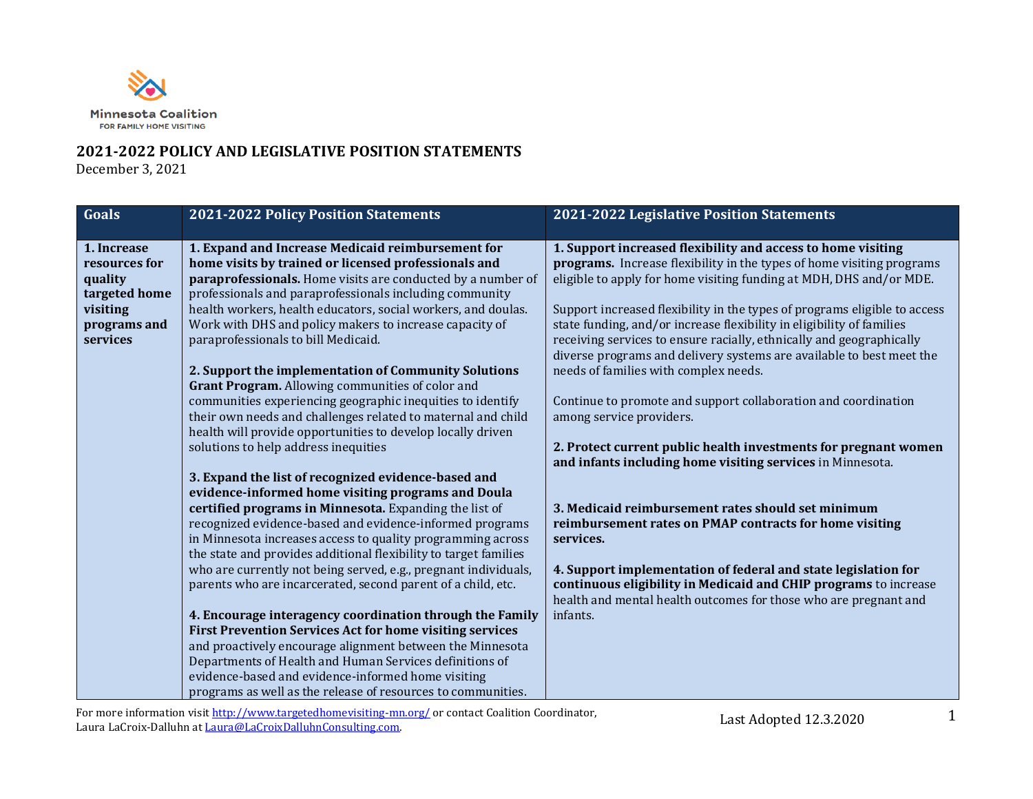Minnesota Coalition FOR FAMILY HOME VISITING

## 2021-2022 POLICY AND LEGISLATIVE POSITION STATEMENTS

December 3, 2021

| Goals | 2021-2022 Policy Position Statements | 2021-2022 Legislative Position Statements |
|---|---|---|
| **1. Increase resources for quality targeted home visiting programs and services** | **1. Expand and Increase Medicaid reimbursement for home visits by trained or licensed professionals and paraprofessionals.** Home visits are conducted by a number of professionals and paraprofessionals including community health workers, health educators, social workers, and doulas. Work with DHS and policy makers to increase capacity of paraprofessionals to bill Medicaid.<br><br>**2. Support the implementation of Community Solutions Grant Program.** Allowing communities of color and communities experiencing geographic inequities to identify their own needs and challenges related to maternal and child health will provide opportunities to develop locally driven solutions to help address inequities<br><br>**3. Expand the list of recognized evidence-based and evidence-informed home visiting programs and Doula certified programs in Minnesota.** Expanding the list of recognized evidence-based and evidence-informed programs in Minnesota increases access to quality programming across the state and provides additional flexibility to target families who are currently not being served, e.g., pregnant individuals, parents who are incarcerated, second parent of a child, etc.<br><br>**4. Encourage interagency coordination through the Family First Prevention Services Act for home visiting services** and proactively encourage alignment between the Minnesota Departments of Health and Human Services definitions of evidence-based and evidence-informed home visiting programs as well as the release of resources to communities. | **1. Support increased flexibility and access to home visiting programs.** Increase flexibility in the types of home visiting programs eligible to apply for home visiting funding at MDH, DHS and/or MDE.<br><br>Support increased flexibility in the types of programs eligible to access state funding, and/or increase flexibility in eligibility of families receiving services to ensure racially, ethnically and geographically diverse programs and delivery systems are available to best meet the needs of families with complex needs.<br><br>Continue to promote and support collaboration and coordination among service providers.<br><br>**2. Protect current public health investments for pregnant women and infants including home visiting services** in Minnesota.<br><br>**3. Medicaid reimbursement rates should set minimum reimbursement rates on PMAP contracts for home visiting services.**<br><br>**4. Support implementation of federal and state legislation for continuous eligibility in Medicaid and CHIP programs** to increase health and mental health outcomes for those who are pregnant and infants. |

For more information visit http://www.targetedhomevisiting-mn.org/ or contact Coalition Coordinator, Laura LaCroix-Dalluhn at Laura@LaCroixDalluhnConsulting.com.

Last Adopted 12.3.2020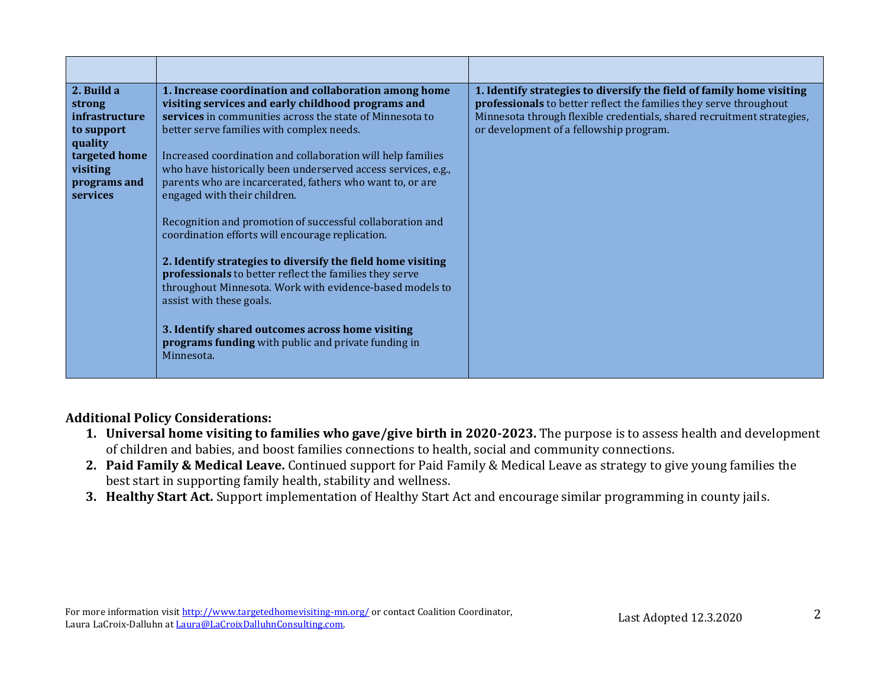| | | |
|---|---|---|
| **2. Build a strong infrastructure to support quality targeted home visiting programs and services** | **1. Increase coordination and collaboration among home visiting services and early childhood programs and services** in communities across the state of Minnesota to better serve families with complex needs.<br><br>Increased coordination and collaboration will help families who have historically been underserved access services, e.g., parents who are incarcerated, fathers who want to, or are engaged with their children.<br><br>Recognition and promotion of successful collaboration and coordination efforts will encourage replication.<br><br>**2. Identify strategies to diversify the field home visiting professionals** to better reflect the families they serve throughout Minnesota. Work with evidence-based models to assist with these goals.<br><br>**3. Identify shared outcomes across home visiting programs funding** with public and private funding in Minnesota. | **1. Identify strategies to diversify the field of family home visiting professionals** to better reflect the families they serve throughout Minnesota through flexible credentials, shared recruitment strategies, or development of a fellowship program. |

**Additional Policy Considerations:**

1. **Universal home visiting to families who gave/give birth in 2020-2023.** The purpose is to assess health and development of children and babies, and boost families connections to health, social and community connections.
2. **Paid Family & Medical Leave.** Continued support for Paid Family & Medical Leave as strategy to give young families the best start in supporting family health, stability and wellness.
3. **Healthy Start Act.** Support implementation of Healthy Start Act and encourage similar programming in county jails.

For more information visit http://www.targetedhomevisiting-mn.org/ or contact Coalition Coordinator, Laura LaCroix-Dalluhn at Laura@LaCroixDalluhnConsulting.com.

Last Adopted 12.3.2020